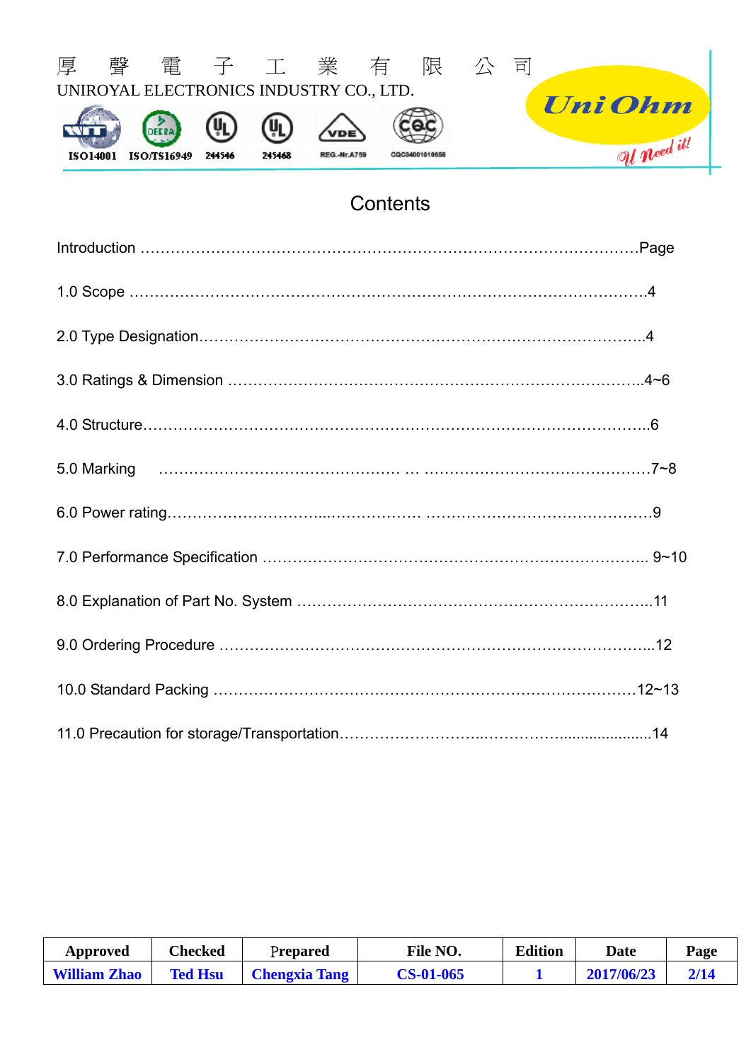厚　聲　電　子　工　業　有　限　公　司

UNIROYAL ELECTRONICS INDUSTRY CO., LTD.

ISO14001　ISO/TS16949　244546　245468　REG.-Nr.A759　CQC04001010658

UniOhm

# Contents

Introduction ………………………………………………………………………………….Page

1.0 Scope ………………………………………………………………………………………4

2.0 Type Designation……………………………………………………………………………..4

3.0 Ratings & Dimension ………………………………………………………………………..4~6

4.0 Structure……………………………………………………………………………………….6

5.0 Marking ……………………………………… … ………………………………………7~8

6.0 Power rating…………………………....……………… ………………………………………9

7.0 Performance Specification ……………………….……………………………………….. 9~10

8.0 Explanation of Part No. System ……………………………………………………………..11

9.0 Ordering Procedure …………………………………………………………………………...12

10.0 Standard Packing ……………………………………………………………………………12~13

11.0 Precaution for storage/Transportation………………………..…………….....................14

| Approved | Checked | Prepared | File NO. | Edition | Date | Page |
| --- | --- | --- | --- | --- | --- | --- |
| William Zhao | Ted Hsu | Chengxia Tang | CS-01-065 | 1 | 2017/06/23 | 2/14 |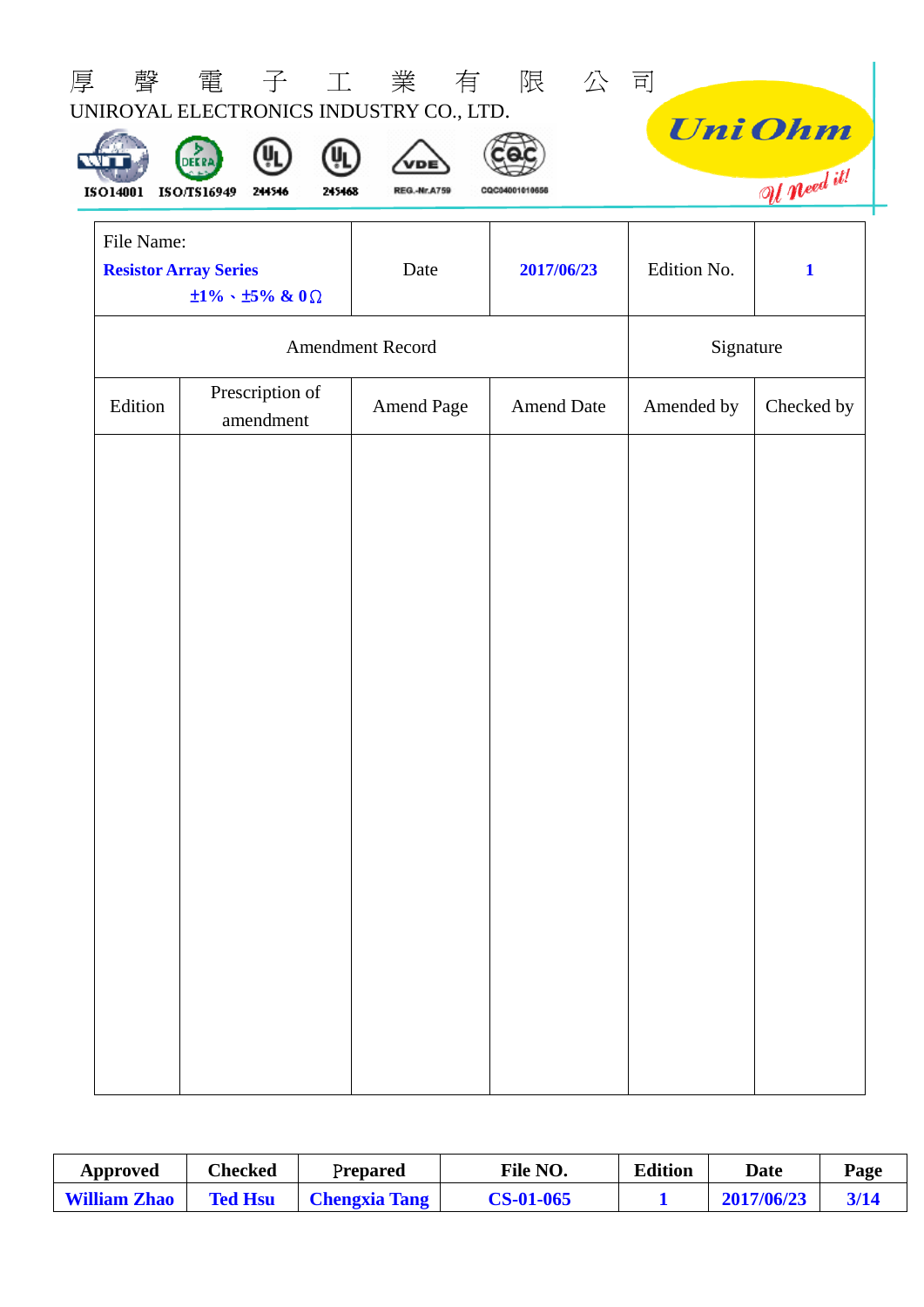厚　聲　電　子　工　業　有　限　公　司

UNIROYAL ELECTRONICS INDUSTRY CO., LTD.

ISO14001　ISO/TS16949　244546　245468　REG.-Nr.A759　CQC04001010658

UniOhm

U Need it!

| File Name: **Resistor Array Series** **±1%、±5% & 0Ω** | Date | **2017/06/23** | Edition No. | **1** |
|---|---|---|---|---|

| Amendment Record | | | | Signature | |
|---|---|---|---|---|---|
| Edition | Prescription of amendment | Amend Page | Amend Date | Amended by | Checked by |
| | | | | | |

| Approved | Checked | Prepared | File NO. | Edition | Date | Page |
|---|---|---|---|---|---|---|
| **William Zhao** | **Ted Hsu** | **Chengxia Tang** | **CS-01-065** | **1** | **2017/06/23** | **3/14** |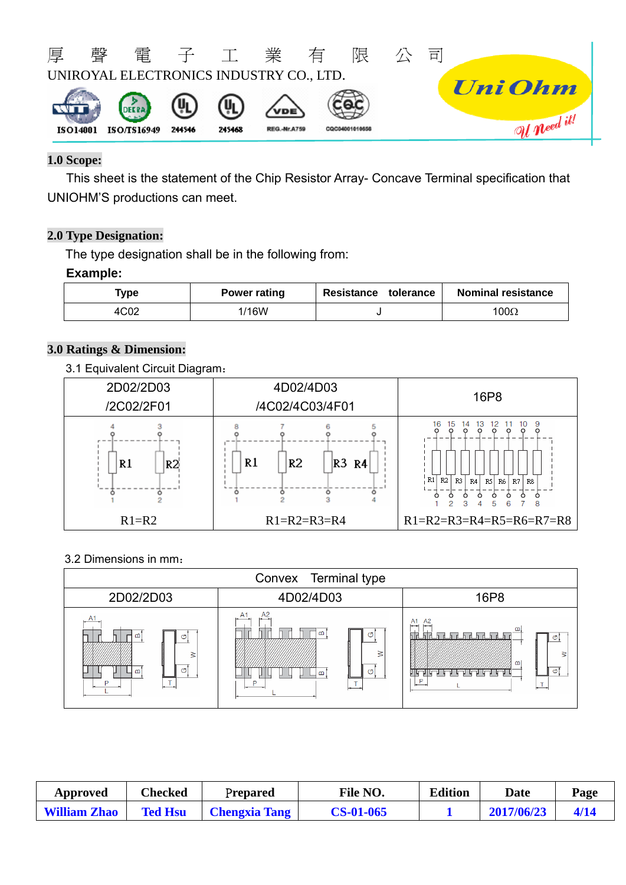## 1.0 Scope:

This sheet is the statement of the Chip Resistor Array- Concave Terminal specification that UNIOHM'S productions can meet.

## 2.0 Type Designation:

The type designation shall be in the following from:

**Example:**

| Type | Power rating | Resistance tolerance | Nominal resistance |
|---|---|---|---|
| 4C02 | 1/16W | J | 100Ω |

## 3.0 Ratings & Dimension:

3.1 Equivalent Circuit Diagram：

| 2D02/2D03 /2C02/2F01 | 4D02/4D03 /4C02/4C03/4F01 | 16P8 |
|---|---|---|
| R1=R2 | R1=R2=R3=R4 | R1=R2=R3=R4=R5=R6=R7=R8 |

3.2 Dimensions in mm：

| Convex Terminal type | | |
|---|---|---|
| 2D02/2D03 | 4D02/4D03 | 16P8 |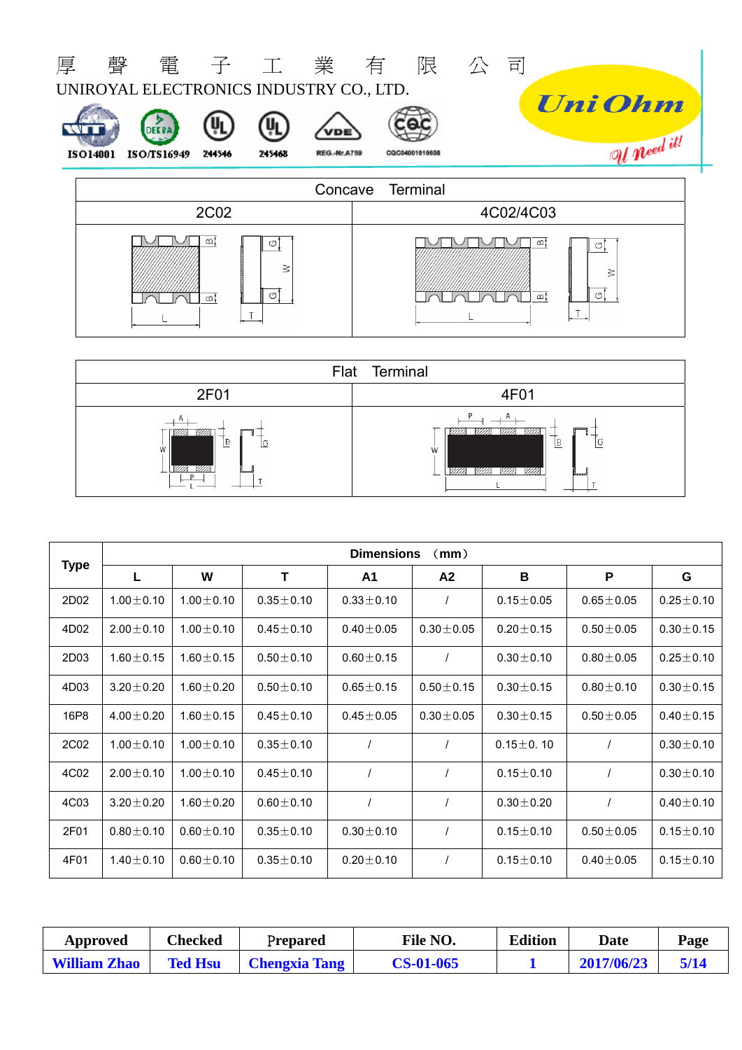厚 聲 電 子 工 業 有 限 公 司
UNIROYAL ELECTRONICS INDUSTRY CO., LTD.

ISO14001 ISO/TS16949 244546 245468 REG.-Nr.A759 CQC04001010658

UniOhm
U Need it!

| Concave Terminal | |
|---|---|
| 2C02 | 4C02/4C03 |

B G W T L

| Flat Terminal | |
|---|---|
| 2F01 | 4F01 |

A W B G P L T

| Type | Dimensions （mm） | | | | | | | |
|---|---|---|---|---|---|---|---|---|
| | L | W | T | A1 | A2 | B | P | G |
| 2D02 | 1.00±0.10 | 1.00±0.10 | 0.35±0.10 | 0.33±0.10 | / | 0.15±0.05 | 0.65±0.05 | 0.25±0.10 |
| 4D02 | 2.00±0.10 | 1.00±0.10 | 0.45±0.10 | 0.40±0.05 | 0.30±0.05 | 0.20±0.15 | 0.50±0.05 | 0.30±0.15 |
| 2D03 | 1.60±0.15 | 1.60±0.15 | 0.50±0.10 | 0.60±0.15 | / | 0.30±0.10 | 0.80±0.05 | 0.25±0.10 |
| 4D03 | 3.20±0.20 | 1.60±0.20 | 0.50±0.10 | 0.65±0.15 | 0.50±0.15 | 0.30±0.15 | 0.80±0.10 | 0.30±0.15 |
| 16P8 | 4.00±0.20 | 1.60±0.15 | 0.45±0.10 | 0.45±0.05 | 0.30±0.05 | 0.30±0.15 | 0.50±0.05 | 0.40±0.15 |
| 2C02 | 1.00±0.10 | 1.00±0.10 | 0.35±0.10 | / | / | 0.15±0. 10 | / | 0.30±0.10 |
| 4C02 | 2.00±0.10 | 1.00±0.10 | 0.45±0.10 | / | / | 0.15±0.10 | / | 0.30±0.10 |
| 4C03 | 3.20±0.20 | 1.60±0.20 | 0.60±0.10 | / | / | 0.30±0.20 | / | 0.40±0.10 |
| 2F01 | 0.80±0.10 | 0.60±0.10 | 0.35±0.10 | 0.30±0.10 | / | 0.15±0.10 | 0.50±0.05 | 0.15±0.10 |
| 4F01 | 1.40±0.10 | 0.60±0.10 | 0.35±0.10 | 0.20±0.10 | / | 0.15±0.10 | 0.40±0.05 | 0.15±0.10 |

| Approved | Checked | Prepared | File NO. | Edition | Date | Page |
|---|---|---|---|---|---|---|
| William Zhao | Ted Hsu | Chengxia Tang | CS-01-065 | 1 | 2017/06/23 | 5/14 |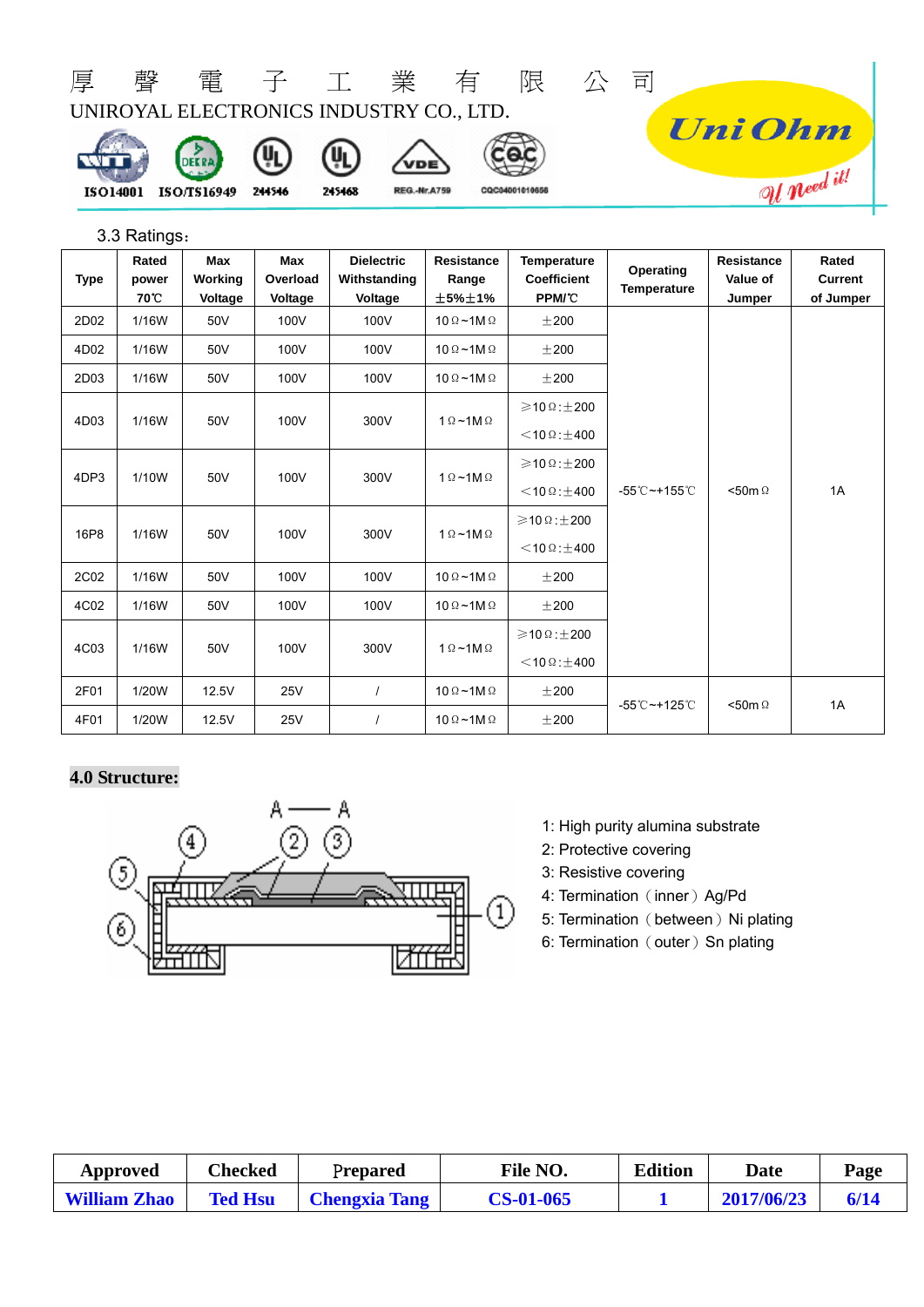3.3 Ratings：

| Type | Rated power 70℃ | Max Working Voltage | Max Overload Voltage | Dielectric Withstanding Voltage | Resistance Range ±5%±1% | Temperature Coefficient PPM/℃ | Operating Temperature | Resistance Value of Jumper | Rated Current of Jumper |
|---|---|---|---|---|---|---|---|---|---|
| 2D02 | 1/16W | 50V | 100V | 100V | 10Ω~1MΩ | ±200 | -55℃~+155℃ | <50mΩ | 1A |
| 4D02 | 1/16W | 50V | 100V | 100V | 10Ω~1MΩ | ±200 | | | |
| 2D03 | 1/16W | 50V | 100V | 100V | 10Ω~1MΩ | ±200 | | | |
| 4D03 | 1/16W | 50V | 100V | 300V | 1Ω~1MΩ | ≥10Ω:±200<br><10Ω:±400 | | | |
| 4DP3 | 1/10W | 50V | 100V | 300V | 1Ω~1MΩ | ≥10Ω:±200<br><10Ω:±400 | | | |
| 16P8 | 1/16W | 50V | 100V | 300V | 1Ω~1MΩ | ≥10Ω:±200<br><10Ω:±400 | | | |
| 2C02 | 1/16W | 50V | 100V | 100V | 10Ω~1MΩ | ±200 | | | |
| 4C02 | 1/16W | 50V | 100V | 100V | 10Ω~1MΩ | ±200 | | | |
| 4C03 | 1/16W | 50V | 100V | 300V | 1Ω~1MΩ | ≥10Ω:±200<br><10Ω:±400 | | | |
| 2F01 | 1/20W | 12.5V | 25V | / | 10Ω~1MΩ | ±200 | -55℃~+125℃ | <50mΩ | 1A |
| 4F01 | 1/20W | 12.5V | 25V | / | 10Ω~1MΩ | ±200 | | | |

## 4.0 Structure:

A — A

1: High purity alumina substrate
2: Protective covering
3: Resistive covering
4: Termination（inner）Ag/Pd
5: Termination（between）Ni plating
6: Termination（outer）Sn plating

| Approved | Checked | Prepared | File NO. | Edition | Date |
|---|---|---|---|---|---|
| William Zhao | Ted Hsu | Chengxia Tang | CS-01-065 | 1 | 2017/06/23 |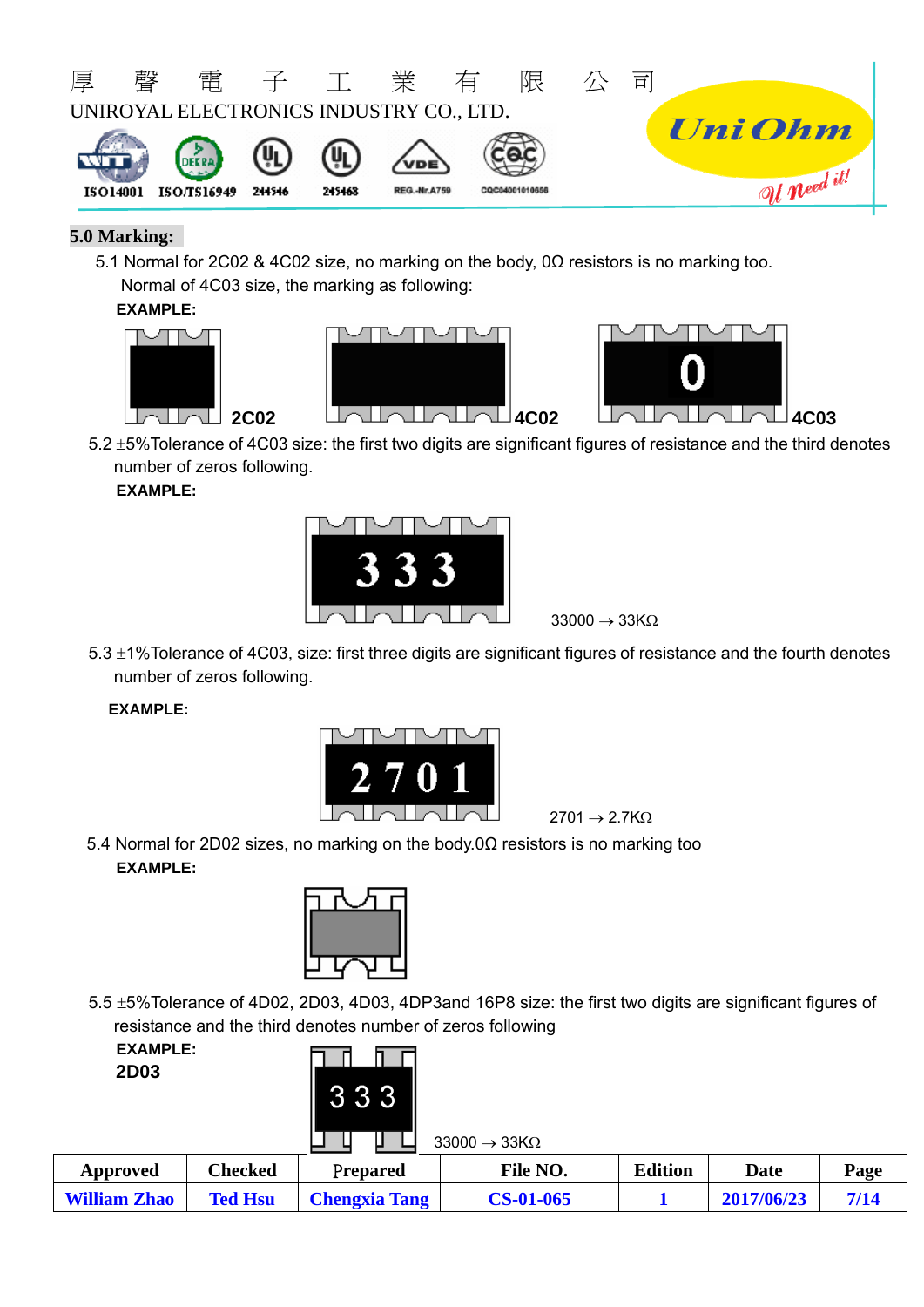## 5.0 Marking:

5.1 Normal for 2C02 & 4C02 size, no marking on the body, 0Ω resistors is no marking too.

Normal of 4C03 size, the marking as following:

**EXAMPLE:**

2C02 4C02 0 4C03

5.2 ±5%Tolerance of 4C03 size: the first two digits are significant figures of resistance and the third denotes number of zeros following.

**EXAMPLE:**

333

33000 → 33KΩ

5.3 ±1%Tolerance of 4C03, size: first three digits are significant figures of resistance and the fourth denotes number of zeros following.

**EXAMPLE:**

2701

2701 → 2.7KΩ

5.4 Normal for 2D02 sizes, no marking on the body.0Ω resistors is no marking too

**EXAMPLE:**

5.5 ±5%Tolerance of 4D02, 2D03, 4D03, 4DP3and 16P8 size: the first two digits are significant figures of resistance and the third denotes number of zeros following

**EXAMPLE:**

**2D03**

333

33000 → 33KΩ

| Approved | Checked | Prepared | File NO. | Edition | Date | Page |
|---|---|---|---|---|---|---|
| William Zhao | Ted Hsu | Chengxia Tang | CS-01-065 | 1 | 2017/06/23 | 7/14 |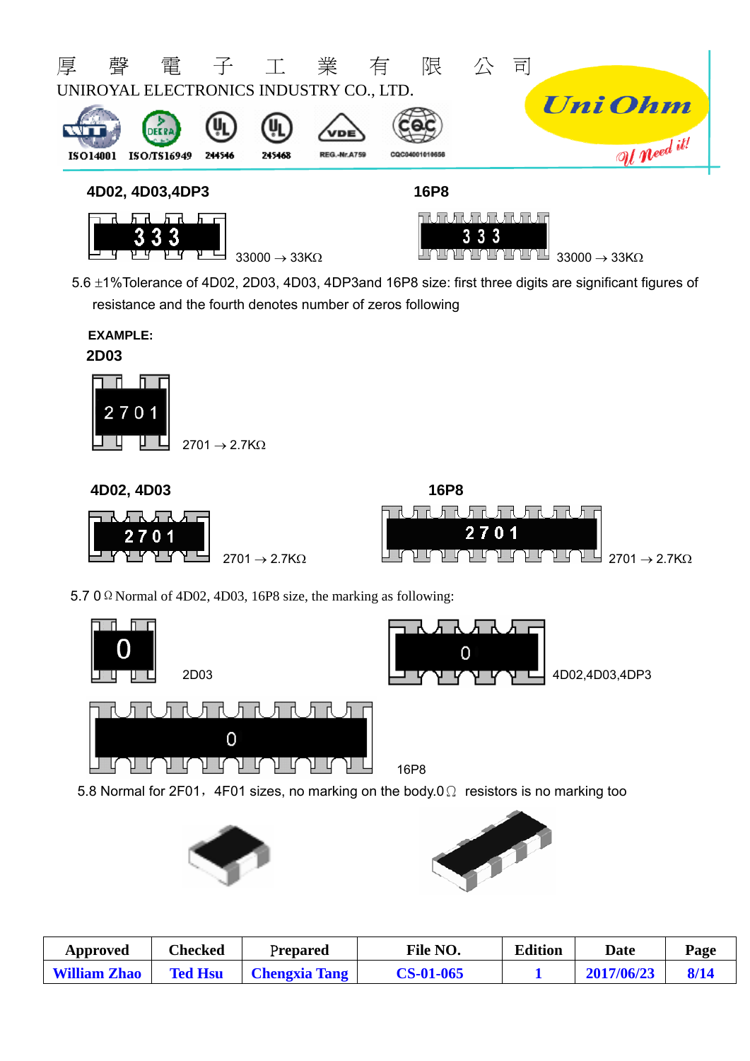**4D02, 4D03,4DP3**

333

33000 → 33KΩ

**16P8**

333

33000 → 33KΩ

5.6 ±1%Tolerance of 4D02, 2D03, 4D03, 4DP3and 16P8 size: first three digits are significant figures of resistance and the fourth denotes number of zeros following

**EXAMPLE:**

**2D03**

2701

2701 → 2.7KΩ

**4D02, 4D03**

2701

2701 → 2.7KΩ

**16P8**

2701

2701 → 2.7KΩ

5.7 0 Ω Normal of 4D02, 4D03, 16P8 size, the marking as following:

0

2D03

0

4D02,4D03,4DP3

0

16P8

5.8 Normal for 2F01，4F01 sizes, no marking on the body.0Ω resistors is no marking too

| Approved | Checked | Prepared | File NO. | Edition | Date | Page |
|---|---|---|---|---|---|---|
| William Zhao | Ted Hsu | Chengxia Tang | CS-01-065 | 1 | 2017/06/23 | 8/14 |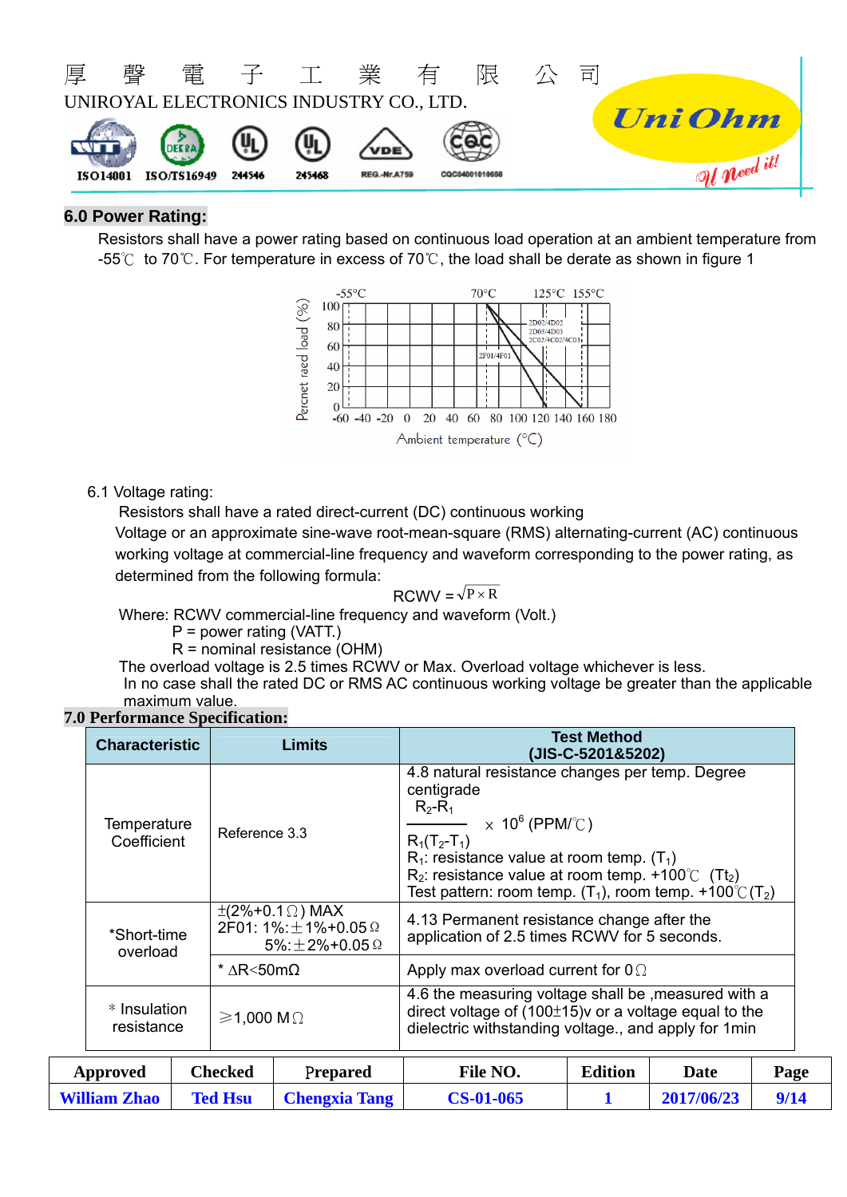## 6.0 Power Rating:

Resistors shall have a power rating based on continuous load operation at an ambient temperature from -55℃ to 70℃. For temperature in excess of 70℃, the load shall be derate as shown in figure 1

-55°C
70°C
125°C
155°C
100
80
60
40
20
0
Percnet raed load (%)
2D02/4D02
2D03/4D03
2C02/4C02/4C03
2F01/4F01
-60 -40 -20 0 20 40 60 80 100 120 140 160 180
Ambient temperature (°C)

6.1 Voltage rating:

Resistors shall have a rated direct-current (DC) continuous working Voltage or an approximate sine-wave root-mean-square (RMS) alternating-current (AC) continuous working voltage at commercial-line frequency and waveform corresponding to the power rating, as determined from the following formula:

$$RCWV = \sqrt{P \times R}$$

Where: RCWV commercial-line frequency and waveform (Volt.)

P = power rating (VATT.)

R = nominal resistance (OHM)

The overload voltage is 2.5 times RCWV or Max. Overload voltage whichever is less.

In no case shall the rated DC or RMS AC continuous working voltage be greater than the applicable maximum value.

## 7.0 Performance Specification:

| Characteristic | Limits | Test Method (JIS-C-5201&5202) |
|---|---|---|
| Temperature Coefficient | Reference 3.3 | 4.8 natural resistance changes per temp. Degree centigrade $\frac{R_2-R_1}{R_1(T_2-T_1)} \times 10^6$ (PPM/℃) $R_1$: resistance value at room temp. ($T_1$) $R_2$: resistance value at room temp. +100℃ ($Tt_2$) Test pattern: room temp. ($T_1$), room temp. +100℃($T_2$) |
| *Short-time overload | ±(2%+0.1Ω) MAX 2F01: 1%:±1%+0.05Ω 5%:±2%+0.05Ω | 4.13 Permanent resistance change after the application of 2.5 times RCWV for 5 seconds. |
| | * ΔR<50mΩ | Apply max overload current for 0Ω |
| * Insulation resistance | ≥1,000 MΩ | 4.6 the measuring voltage shall be ,measured with a direct voltage of (100±15)v or a voltage equal to the dielectric withstanding voltage., and apply for 1min |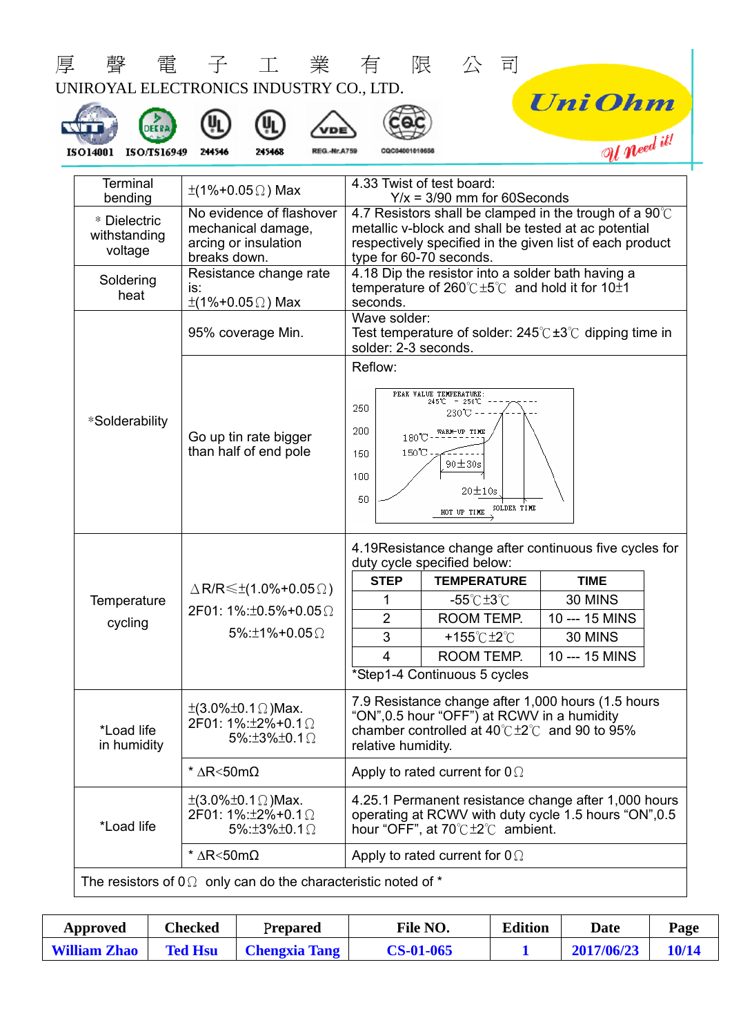| | | |
|---|---|---|
| Terminal bending | ±(1%+0.05Ω) Max | 4.33 Twist of test board: Y/x = 3/90 mm for 60Seconds |
| * Dielectric withstanding voltage | No evidence of flashover mechanical damage, arcing or insulation breaks down. | 4.7 Resistors shall be clamped in the trough of a 90℃ metallic v-block and shall be tested at ac potential respectively specified in the given list of each product type for 60-70 seconds. |
| Soldering heat | Resistance change rate is: ±(1%+0.05Ω) Max | 4.18 Dip the resistor into a solder bath having a temperature of 260℃±5℃ and hold it for 10±1 seconds. |
| *Solderability | 95% coverage Min. | Wave solder: Test temperature of solder: 245℃±3℃ dipping time in solder: 2-3 seconds. |
| | Go up tin rate bigger than half of end pole | Reflow: PEAK VALUE TEMPERATURE: 245℃ ~ 250℃; 230℃; 180℃; 150℃; WARM-UP TIME 90±30s; 20±10s SOLDER TIME; HOT UP TIME |
| Temperature cycling | ΔR/R≦±(1.0%+0.05Ω)<br>2F01: 1%:±0.5%+0.05Ω<br>5%:±1%+0.05Ω | 4.19Resistance change after continuous five cycles for duty cycle specified below:<br>STEP 1: -55℃±3℃, 30 MINS<br>STEP 2: ROOM TEMP., 10 --- 15 MINS<br>STEP 3: +155℃±2℃, 30 MINS<br>STEP 4: ROOM TEMP., 10 --- 15 MINS<br>*Step1-4 Continuous 5 cycles |
| *Load life in humidity | ±(3.0%±0.1Ω)Max.<br>2F01: 1%:±2%+0.1Ω<br>5%:±3%±0.1Ω | 7.9 Resistance change after 1,000 hours (1.5 hours "ON",0.5 hour "OFF") at RCWV in a humidity chamber controlled at 40℃±2℃ and 90 to 95% relative humidity. |
| | * ΔR<50mΩ | Apply to rated current for 0Ω |
| *Load life | ±(3.0%±0.1Ω)Max.<br>2F01: 1%:±2%+0.1Ω<br>5%:±3%±0.1Ω | 4.25.1 Permanent resistance change after 1,000 hours operating at RCWV with duty cycle 1.5 hours "ON",0.5 hour "OFF", at 70℃±2℃ ambient. |
| | * ΔR<50mΩ | Apply to rated current for 0Ω |

The resistors of 0Ω only can do the characteristic noted of *

| STEP | TEMPERATURE | TIME |
|---|---|---|
| 1 | -55℃±3℃ | 30 MINS |
| 2 | ROOM TEMP. | 10 --- 15 MINS |
| 3 | +155℃±2℃ | 30 MINS |
| 4 | ROOM TEMP. | 10 --- 15 MINS |

| Approved | Checked | Prepared | File NO. | Edition | Date | Page |
|---|---|---|---|---|---|---|
| William Zhao | Ted Hsu | Chengxia Tang | CS-01-065 | 1 | 2017/06/23 | 10/14 |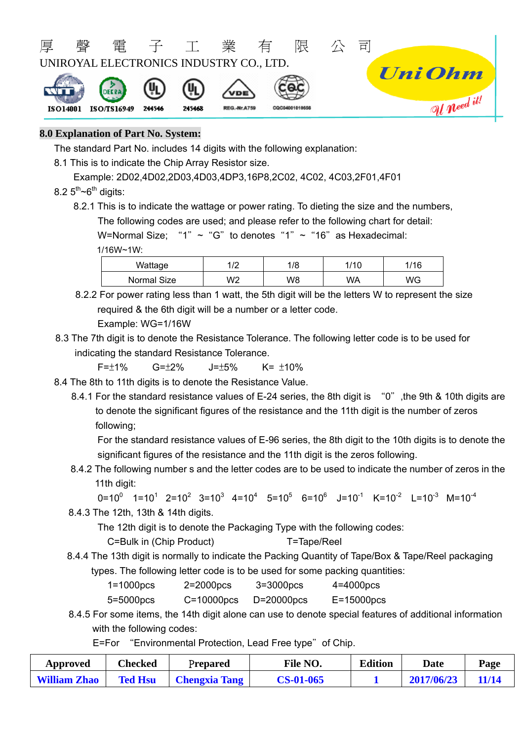## 8.0 Explanation of Part No. System:

The standard Part No. includes 14 digits with the following explanation:

8.1 This is to indicate the Chip Array Resistor size.

Example: 2D02,4D02,2D03,4D03,4DP3,16P8,2C02, 4C02, 4C03,2F01,4F01

8.2 $5^{th}$~$6^{th}$ digits:

8.2.1 This is to indicate the wattage or power rating. To dieting the size and the numbers, The following codes are used; and please refer to the following chart for detail:

W=Normal Size; "1" ~ "G" to denotes "1" ~ "16" as Hexadecimal:

1/16W~1W:

| Wattage | 1/2 | 1/8 | 1/10 | 1/16 |
|---|---|---|---|---|
| Normal Size | W2 | W8 | WA | WG |

8.2.2 For power rating less than 1 watt, the 5th digit will be the letters W to represent the size required & the 6th digit will be a number or a letter code.

Example: WG=1/16W

8.3 The 7th digit is to denote the Resistance Tolerance. The following letter code is to be used for indicating the standard Resistance Tolerance.

F=±1% G=±2% J=±5% K= ±10%

8.4 The 8th to 11th digits is to denote the Resistance Value.

8.4.1 For the standard resistance values of E-24 series, the 8th digit is "0", the 9th & 10th digits are to denote the significant figures of the resistance and the 11th digit is the number of zeros following;

For the standard resistance values of E-96 series, the 8th digit to the 10th digits is to denote the significant figures of the resistance and the 11th digit is the zeros following.

8.4.2 The following number s and the letter codes are to be used to indicate the number of zeros in the 11th digit:

0=$10^0$ 1=$10^1$ 2=$10^2$ 3=$10^3$ 4=$10^4$ 5=$10^5$ 6=$10^6$ J=$10^{-1}$ K=$10^{-2}$ L=$10^{-3}$ M=$10^{-4}$

8.4.3 The 12th, 13th & 14th digits.

The 12th digit is to denote the Packaging Type with the following codes:

C=Bulk in (Chip Product) T=Tape/Reel

8.4.4 The 13th digit is normally to indicate the Packing Quantity of Tape/Box & Tape/Reel packaging types. The following letter code is to be used for some packing quantities:

1=1000pcs 2=2000pcs 3=3000pcs 4=4000pcs

5=5000pcs C=10000pcs D=20000pcs E=15000pcs

8.4.5 For some items, the 14th digit alone can use to denote special features of additional information with the following codes:

E=For "Environmental Protection, Lead Free type" of Chip.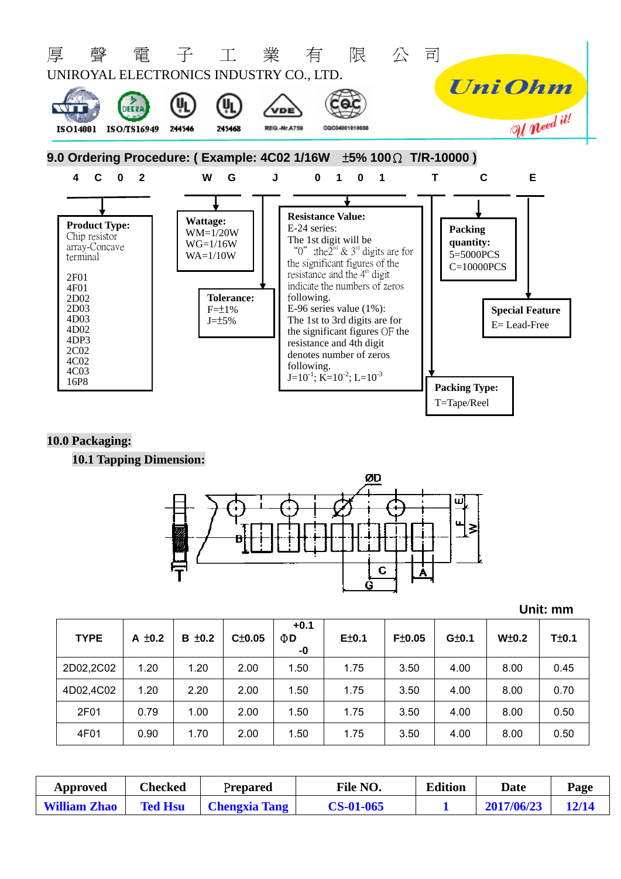## 9.0 Ordering Procedure: ( Example: 4C02 1/16W ±5% 100Ω T/R-10000 )

4 C 0 2 W G J 0 1 0 1 T C E

**Product Type:**
Chip resistor array-Concave terminal

2F01
4F01
2D02
2D03
4D03
4D02
4DP3
2C02
4C02
4C03
16P8

**Wattage:**
WM=1/20W
WG=1/16W
WA=1/10W

**Tolerance:**
F=±1%
J=±5%

**Resistance Value:**
E-24 series:
The 1st digit will be "0" ;the 2nd & 3rd digits are for the significant figures of the resistance and the 4th digit indicate the numbers of zeros following.
E-96 series value (1%):
The 1st to 3rd digits are for the significant figures OF the resistance and 4th digit denotes number of zeros following.
J=$10^{-1}$; K=$10^{-2}$; L=$10^{-3}$

**Packing Type:**
T=Tape/Reel

**Packing quantity:**
5=5000PCS
C=10000PCS

**Special Feature**
E= Lead-Free

## 10.0 Packaging:

### 10.1 Tapping Dimension:

ØD
B
C
G
A
E
F
W

Unit: mm

| TYPE | A ±0.2 | B ±0.2 | C±0.05 | ΦD +0.1 -0 | E±0.1 | F±0.05 | G±0.1 | W±0.2 | T±0.1 |
|---|---|---|---|---|---|---|---|---|---|
| 2D02,2C02 | 1.20 | 1.20 | 2.00 | 1.50 | 1.75 | 3.50 | 4.00 | 8.00 | 0.45 |
| 4D02,4C02 | 1.20 | 2.20 | 2.00 | 1.50 | 1.75 | 3.50 | 4.00 | 8.00 | 0.70 |
| 2F01 | 0.79 | 1.00 | 2.00 | 1.50 | 1.75 | 3.50 | 4.00 | 8.00 | 0.50 |
| 4F01 | 0.90 | 1.70 | 2.00 | 1.50 | 1.75 | 3.50 | 4.00 | 8.00 | 0.50 |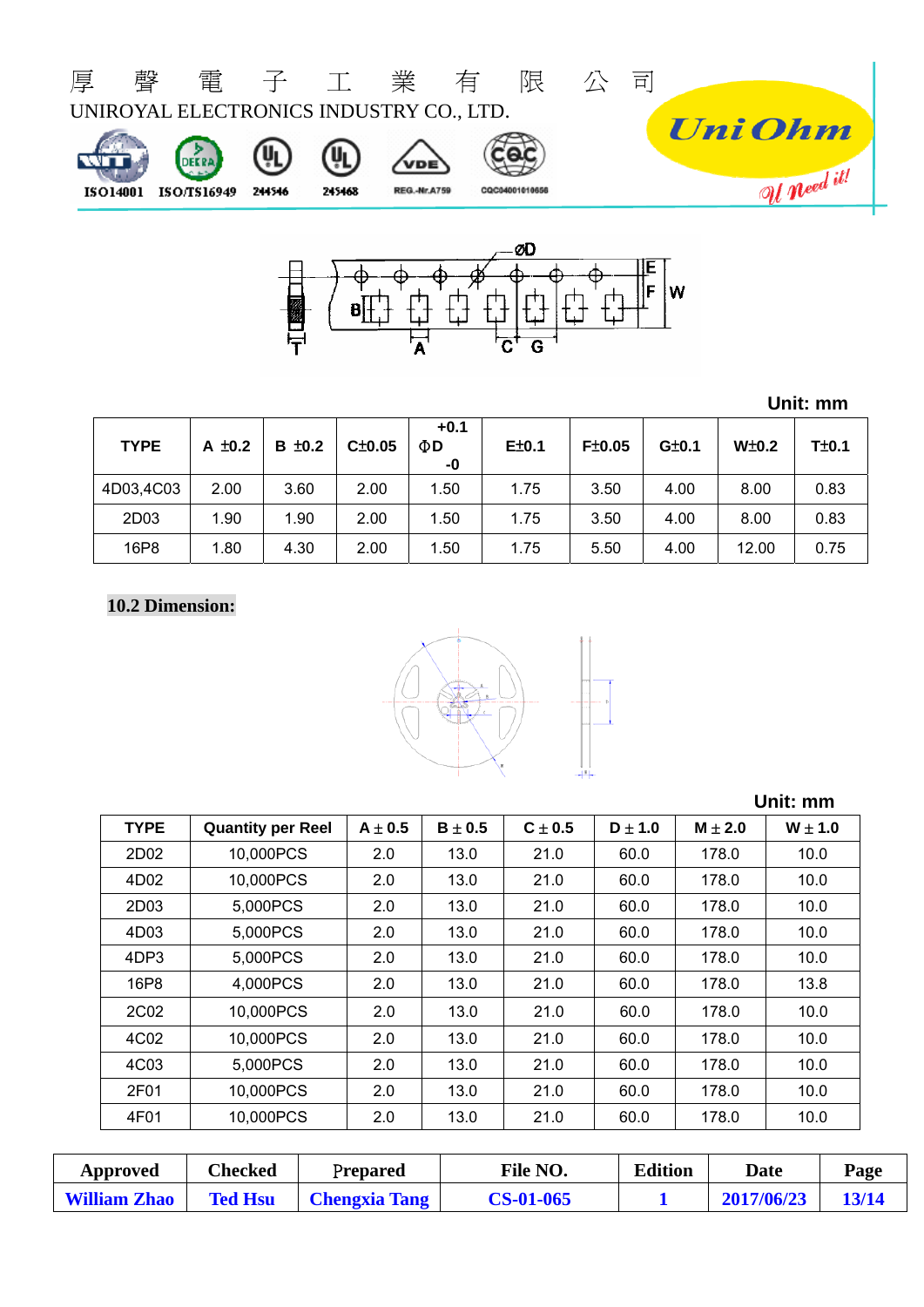厚 聲 電 子 工 業 有 限 公 司
UNIROYAL ELECTRONICS INDUSTRY CO., LTD.

ISO14001 ISO/TS16949 244546 245468 REG.-Nr.A759 CQC04001010658

UniOhm *U Need it!*

ØD
E
F W
B
T A C G

Unit: mm

| TYPE | A ±0.2 | B ±0.2 | C±0.05 | ΦD +0.1 -0 | E±0.1 | F±0.05 | G±0.1 | W±0.2 | T±0.1 |
|---|---|---|---|---|---|---|---|---|---|
| 4D03,4C03 | 2.00 | 3.60 | 2.00 | 1.50 | 1.75 | 3.50 | 4.00 | 8.00 | 0.83 |
| 2D03 | 1.90 | 1.90 | 2.00 | 1.50 | 1.75 | 3.50 | 4.00 | 8.00 | 0.83 |
| 16P8 | 1.80 | 4.30 | 2.00 | 1.50 | 1.75 | 5.50 | 4.00 | 12.00 | 0.75 |

**10.2 Dimension:**

Unit: mm

| TYPE | Quantity per Reel | A ± 0.5 | B ± 0.5 | C ± 0.5 | D ± 1.0 | M ± 2.0 | W ± 1.0 |
|---|---|---|---|---|---|---|---|
| 2D02 | 10,000PCS | 2.0 | 13.0 | 21.0 | 60.0 | 178.0 | 10.0 |
| 4D02 | 10,000PCS | 2.0 | 13.0 | 21.0 | 60.0 | 178.0 | 10.0 |
| 2D03 | 5,000PCS | 2.0 | 13.0 | 21.0 | 60.0 | 178.0 | 10.0 |
| 4D03 | 5,000PCS | 2.0 | 13.0 | 21.0 | 60.0 | 178.0 | 10.0 |
| 4DP3 | 5,000PCS | 2.0 | 13.0 | 21.0 | 60.0 | 178.0 | 10.0 |
| 16P8 | 4,000PCS | 2.0 | 13.0 | 21.0 | 60.0 | 178.0 | 13.8 |
| 2C02 | 10,000PCS | 2.0 | 13.0 | 21.0 | 60.0 | 178.0 | 10.0 |
| 4C02 | 10,000PCS | 2.0 | 13.0 | 21.0 | 60.0 | 178.0 | 10.0 |
| 4C03 | 5,000PCS | 2.0 | 13.0 | 21.0 | 60.0 | 178.0 | 10.0 |
| 2F01 | 10,000PCS | 2.0 | 13.0 | 21.0 | 60.0 | 178.0 | 10.0 |
| 4F01 | 10,000PCS | 2.0 | 13.0 | 21.0 | 60.0 | 178.0 | 10.0 |

| Approved | Checked | Prepared | File NO. | Edition | Date | Page |
|---|---|---|---|---|---|---|
| William Zhao | Ted Hsu | Chengxia Tang | CS-01-065 | 1 | 2017/06/23 | 13/14 |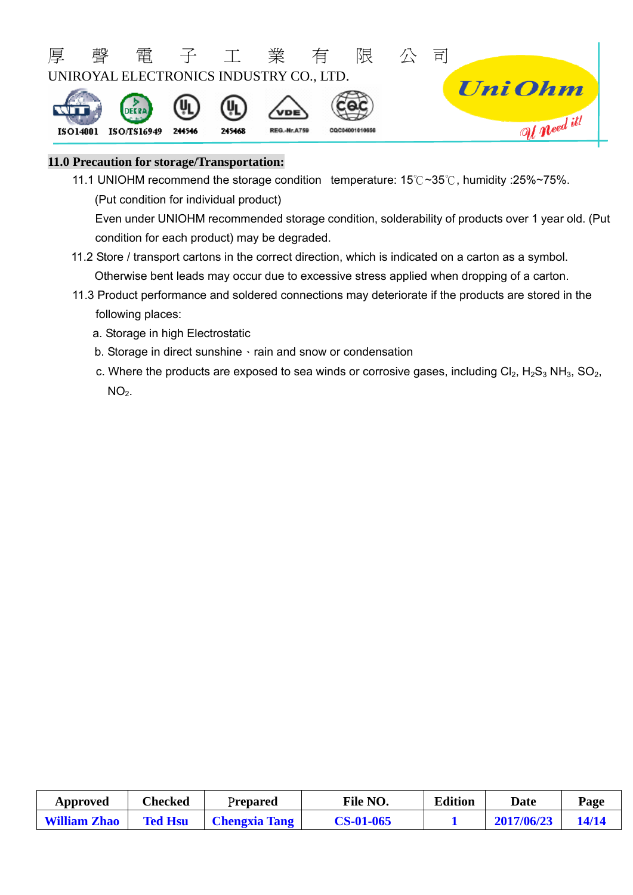## 11.0 Precaution for storage/Transportation:

11.1 UNIOHM recommend the storage condition temperature: 15℃~35℃, humidity :25%~75%.

(Put condition for individual product)

Even under UNIOHM recommended storage condition, solderability of products over 1 year old. (Put condition for each product) may be degraded.

11.2 Store / transport cartons in the correct direction, which is indicated on a carton as a symbol. Otherwise bent leads may occur due to excessive stress applied when dropping of a carton.

11.3 Product performance and soldered connections may deteriorate if the products are stored in the following places:

a. Storage in high Electrostatic

b. Storage in direct sunshine、rain and snow or condensation

c. Where the products are exposed to sea winds or corrosive gases, including $Cl_2$, $H_2S_3$ $NH_3$, $SO_2$, $NO_2$.

| Approved | Checked | Prepared | File NO. | Edition | Date | Page |
|---|---|---|---|---|---|---|
| William Zhao | Ted Hsu | Chengxia Tang | CS-01-065 | 1 | 2017/06/23 | 14/14 |